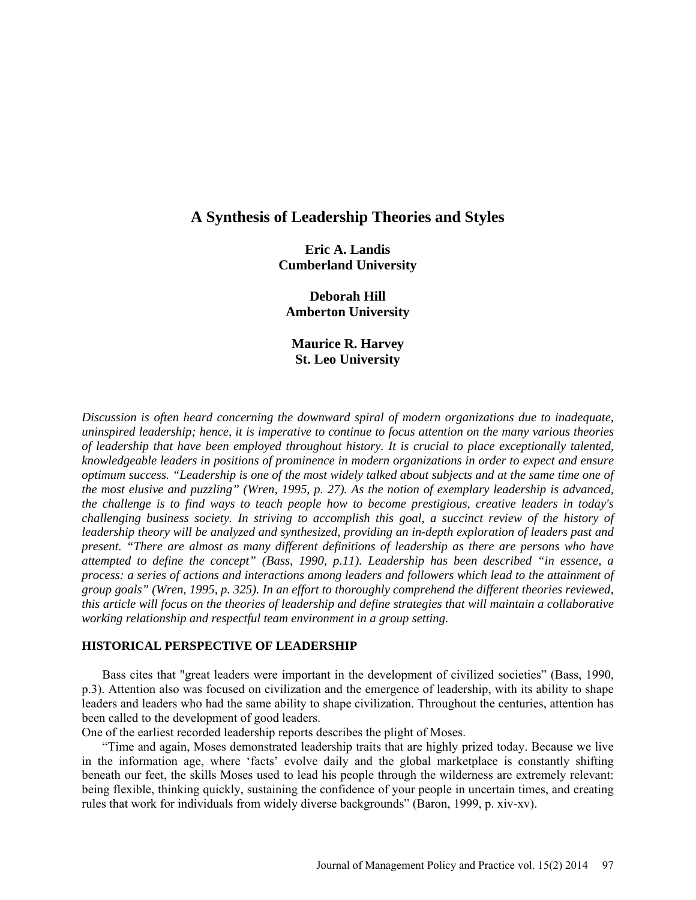# A Synthesis of Leadership Theories and Styles

**Eric A. Landis**
**Cumberland University**

**Deborah Hill**
**Amberton University**

**Maurice R. Harvey**
**St. Leo University**

*Discussion is often heard concerning the downward spiral of modern organizations due to inadequate, uninspired leadership; hence, it is imperative to continue to focus attention on the many various theories of leadership that have been employed throughout history. It is crucial to place exceptionally talented, knowledgeable leaders in positions of prominence in modern organizations in order to expect and ensure optimum success. "Leadership is one of the most widely talked about subjects and at the same time one of the most elusive and puzzling" (Wren, 1995, p. 27). As the notion of exemplary leadership is advanced, the challenge is to find ways to teach people how to become prestigious, creative leaders in today's challenging business society. In striving to accomplish this goal, a succinct review of the history of leadership theory will be analyzed and synthesized, providing an in-depth exploration of leaders past and present. "There are almost as many different definitions of leadership as there are persons who have attempted to define the concept" (Bass, 1990, p.11). Leadership has been described "in essence, a process: a series of actions and interactions among leaders and followers which lead to the attainment of group goals" (Wren, 1995, p. 325). In an effort to thoroughly comprehend the different theories reviewed, this article will focus on the theories of leadership and define strategies that will maintain a collaborative working relationship and respectful team environment in a group setting.*

## HISTORICAL PERSPECTIVE OF LEADERSHIP

Bass cites that "great leaders were important in the development of civilized societies" (Bass, 1990, p.3). Attention also was focused on civilization and the emergence of leadership, with its ability to shape leaders and leaders who had the same ability to shape civilization. Throughout the centuries, attention has been called to the development of good leaders.

One of the earliest recorded leadership reports describes the plight of Moses.

"Time and again, Moses demonstrated leadership traits that are highly prized today. Because we live in the information age, where 'facts' evolve daily and the global marketplace is constantly shifting beneath our feet, the skills Moses used to lead his people through the wilderness are extremely relevant: being flexible, thinking quickly, sustaining the confidence of your people in uncertain times, and creating rules that work for individuals from widely diverse backgrounds" (Baron, 1999, p. xiv-xv).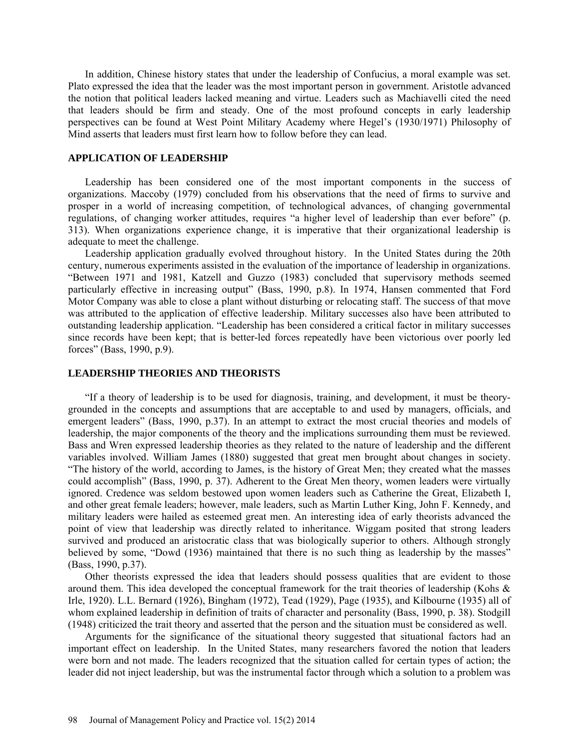In addition, Chinese history states that under the leadership of Confucius, a moral example was set. Plato expressed the idea that the leader was the most important person in government. Aristotle advanced the notion that political leaders lacked meaning and virtue. Leaders such as Machiavelli cited the need that leaders should be firm and steady. One of the most profound concepts in early leadership perspectives can be found at West Point Military Academy where Hegel's (1930/1971) Philosophy of Mind asserts that leaders must first learn how to follow before they can lead.

## APPLICATION OF LEADERSHIP

Leadership has been considered one of the most important components in the success of organizations. Maccoby (1979) concluded from his observations that the need of firms to survive and prosper in a world of increasing competition, of technological advances, of changing governmental regulations, of changing worker attitudes, requires "a higher level of leadership than ever before" (p. 313). When organizations experience change, it is imperative that their organizational leadership is adequate to meet the challenge.

Leadership application gradually evolved throughout history. In the United States during the 20th century, numerous experiments assisted in the evaluation of the importance of leadership in organizations. "Between 1971 and 1981, Katzell and Guzzo (1983) concluded that supervisory methods seemed particularly effective in increasing output" (Bass, 1990, p.8). In 1974, Hansen commented that Ford Motor Company was able to close a plant without disturbing or relocating staff. The success of that move was attributed to the application of effective leadership. Military successes also have been attributed to outstanding leadership application. "Leadership has been considered a critical factor in military successes since records have been kept; that is better-led forces repeatedly have been victorious over poorly led forces" (Bass, 1990, p.9).

## LEADERSHIP THEORIES AND THEORISTS

"If a theory of leadership is to be used for diagnosis, training, and development, it must be theory-grounded in the concepts and assumptions that are acceptable to and used by managers, officials, and emergent leaders" (Bass, 1990, p.37). In an attempt to extract the most crucial theories and models of leadership, the major components of the theory and the implications surrounding them must be reviewed. Bass and Wren expressed leadership theories as they related to the nature of leadership and the different variables involved. William James (1880) suggested that great men brought about changes in society. "The history of the world, according to James, is the history of Great Men; they created what the masses could accomplish" (Bass, 1990, p. 37). Adherent to the Great Men theory, women leaders were virtually ignored. Credence was seldom bestowed upon women leaders such as Catherine the Great, Elizabeth I, and other great female leaders; however, male leaders, such as Martin Luther King, John F. Kennedy, and military leaders were hailed as esteemed great men. An interesting idea of early theorists advanced the point of view that leadership was directly related to inheritance. Wiggam posited that strong leaders survived and produced an aristocratic class that was biologically superior to others. Although strongly believed by some, "Dowd (1936) maintained that there is no such thing as leadership by the masses" (Bass, 1990, p.37).

Other theorists expressed the idea that leaders should possess qualities that are evident to those around them. This idea developed the conceptual framework for the trait theories of leadership (Kohs & Irle, 1920). L.L. Bernard (1926), Bingham (1972), Tead (1929), Page (1935), and Kilbourne (1935) all of whom explained leadership in definition of traits of character and personality (Bass, 1990, p. 38). Stodgill (1948) criticized the trait theory and asserted that the person and the situation must be considered as well.

Arguments for the significance of the situational theory suggested that situational factors had an important effect on leadership. In the United States, many researchers favored the notion that leaders were born and not made. The leaders recognized that the situation called for certain types of action; the leader did not inject leadership, but was the instrumental factor through which a solution to a problem was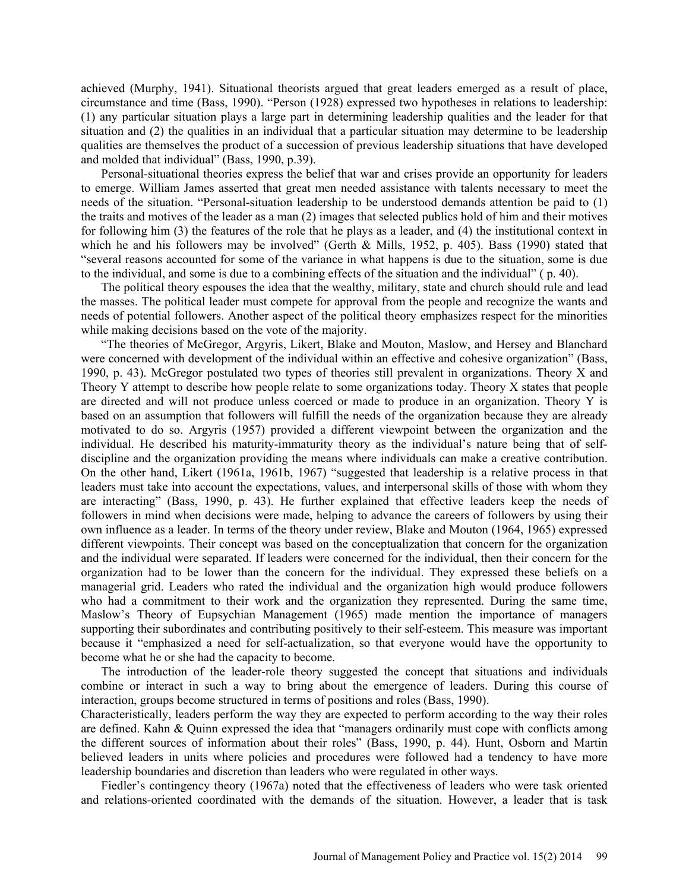achieved (Murphy, 1941). Situational theorists argued that great leaders emerged as a result of place, circumstance and time (Bass, 1990). "Person (1928) expressed two hypotheses in relations to leadership: (1) any particular situation plays a large part in determining leadership qualities and the leader for that situation and (2) the qualities in an individual that a particular situation may determine to be leadership qualities are themselves the product of a succession of previous leadership situations that have developed and molded that individual" (Bass, 1990, p.39).

Personal-situational theories express the belief that war and crises provide an opportunity for leaders to emerge. William James asserted that great men needed assistance with talents necessary to meet the needs of the situation. "Personal-situation leadership to be understood demands attention be paid to (1) the traits and motives of the leader as a man (2) images that selected publics hold of him and their motives for following him (3) the features of the role that he plays as a leader, and (4) the institutional context in which he and his followers may be involved" (Gerth & Mills, 1952, p. 405). Bass (1990) stated that "several reasons accounted for some of the variance in what happens is due to the situation, some is due to the individual, and some is due to a combining effects of the situation and the individual" ( p. 40).

The political theory espouses the idea that the wealthy, military, state and church should rule and lead the masses. The political leader must compete for approval from the people and recognize the wants and needs of potential followers. Another aspect of the political theory emphasizes respect for the minorities while making decisions based on the vote of the majority.

"The theories of McGregor, Argyris, Likert, Blake and Mouton, Maslow, and Hersey and Blanchard were concerned with development of the individual within an effective and cohesive organization" (Bass, 1990, p. 43). McGregor postulated two types of theories still prevalent in organizations. Theory X and Theory Y attempt to describe how people relate to some organizations today. Theory X states that people are directed and will not produce unless coerced or made to produce in an organization. Theory Y is based on an assumption that followers will fulfill the needs of the organization because they are already motivated to do so. Argyris (1957) provided a different viewpoint between the organization and the individual. He described his maturity-immaturity theory as the individual's nature being that of self-discipline and the organization providing the means where individuals can make a creative contribution. On the other hand, Likert (1961a, 1961b, 1967) "suggested that leadership is a relative process in that leaders must take into account the expectations, values, and interpersonal skills of those with whom they are interacting" (Bass, 1990, p. 43). He further explained that effective leaders keep the needs of followers in mind when decisions were made, helping to advance the careers of followers by using their own influence as a leader. In terms of the theory under review, Blake and Mouton (1964, 1965) expressed different viewpoints. Their concept was based on the conceptualization that concern for the organization and the individual were separated. If leaders were concerned for the individual, then their concern for the organization had to be lower than the concern for the individual. They expressed these beliefs on a managerial grid. Leaders who rated the individual and the organization high would produce followers who had a commitment to their work and the organization they represented. During the same time, Maslow's Theory of Eupsychian Management (1965) made mention the importance of managers supporting their subordinates and contributing positively to their self-esteem. This measure was important because it "emphasized a need for self-actualization, so that everyone would have the opportunity to become what he or she had the capacity to become.

The introduction of the leader-role theory suggested the concept that situations and individuals combine or interact in such a way to bring about the emergence of leaders. During this course of interaction, groups become structured in terms of positions and roles (Bass, 1990).

Characteristically, leaders perform the way they are expected to perform according to the way their roles are defined. Kahn & Quinn expressed the idea that "managers ordinarily must cope with conflicts among the different sources of information about their roles" (Bass, 1990, p. 44). Hunt, Osborn and Martin believed leaders in units where policies and procedures were followed had a tendency to have more leadership boundaries and discretion than leaders who were regulated in other ways.

Fiedler's contingency theory (1967a) noted that the effectiveness of leaders who were task oriented and relations-oriented coordinated with the demands of the situation. However, a leader that is task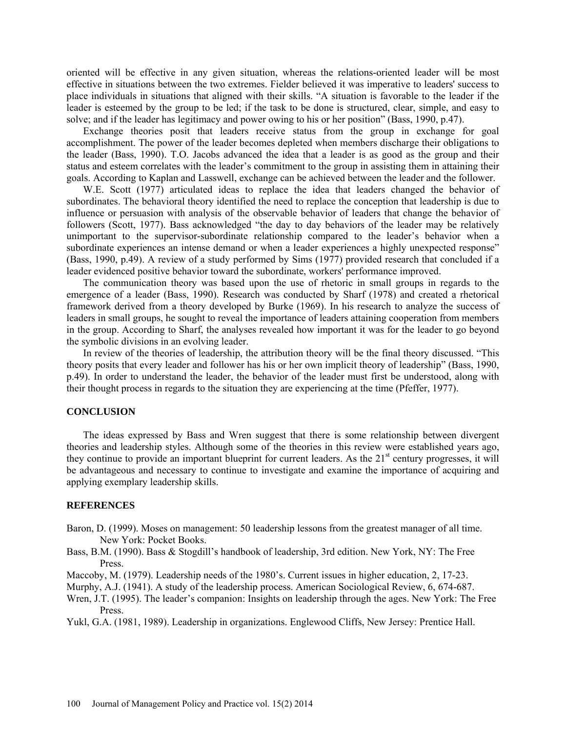oriented will be effective in any given situation, whereas the relations-oriented leader will be most effective in situations between the two extremes. Fielder believed it was imperative to leaders' success to place individuals in situations that aligned with their skills. "A situation is favorable to the leader if the leader is esteemed by the group to be led; if the task to be done is structured, clear, simple, and easy to solve; and if the leader has legitimacy and power owing to his or her position" (Bass, 1990, p.47).

Exchange theories posit that leaders receive status from the group in exchange for goal accomplishment. The power of the leader becomes depleted when members discharge their obligations to the leader (Bass, 1990). T.O. Jacobs advanced the idea that a leader is as good as the group and their status and esteem correlates with the leader's commitment to the group in assisting them in attaining their goals. According to Kaplan and Lasswell, exchange can be achieved between the leader and the follower.

W.E. Scott (1977) articulated ideas to replace the idea that leaders changed the behavior of subordinates. The behavioral theory identified the need to replace the conception that leadership is due to influence or persuasion with analysis of the observable behavior of leaders that change the behavior of followers (Scott, 1977). Bass acknowledged "the day to day behaviors of the leader may be relatively unimportant to the supervisor-subordinate relationship compared to the leader's behavior when a subordinate experiences an intense demand or when a leader experiences a highly unexpected response" (Bass, 1990, p.49). A review of a study performed by Sims (1977) provided research that concluded if a leader evidenced positive behavior toward the subordinate, workers' performance improved.

The communication theory was based upon the use of rhetoric in small groups in regards to the emergence of a leader (Bass, 1990). Research was conducted by Sharf (1978) and created a rhetorical framework derived from a theory developed by Burke (1969). In his research to analyze the success of leaders in small groups, he sought to reveal the importance of leaders attaining cooperation from members in the group. According to Sharf, the analyses revealed how important it was for the leader to go beyond the symbolic divisions in an evolving leader.

In review of the theories of leadership, the attribution theory will be the final theory discussed. "This theory posits that every leader and follower has his or her own implicit theory of leadership" (Bass, 1990, p.49). In order to understand the leader, the behavior of the leader must first be understood, along with their thought process in regards to the situation they are experiencing at the time (Pfeffer, 1977).

## CONCLUSION

The ideas expressed by Bass and Wren suggest that there is some relationship between divergent theories and leadership styles. Although some of the theories in this review were established years ago, they continue to provide an important blueprint for current leaders. As the 21st century progresses, it will be advantageous and necessary to continue to investigate and examine the importance of acquiring and applying exemplary leadership skills.

## REFERENCES

Baron, D. (1999). Moses on management: 50 leadership lessons from the greatest manager of all time. New York: Pocket Books.

Bass, B.M. (1990). Bass & Stogdill's handbook of leadership, 3rd edition. New York, NY: The Free Press.

Maccoby, M. (1979). Leadership needs of the 1980's. Current issues in higher education, 2, 17-23.

Murphy, A.J. (1941). A study of the leadership process. American Sociological Review, 6, 674-687.

Wren, J.T. (1995). The leader's companion: Insights on leadership through the ages. New York: The Free Press.

Yukl, G.A. (1981, 1989). Leadership in organizations. Englewood Cliffs, New Jersey: Prentice Hall.